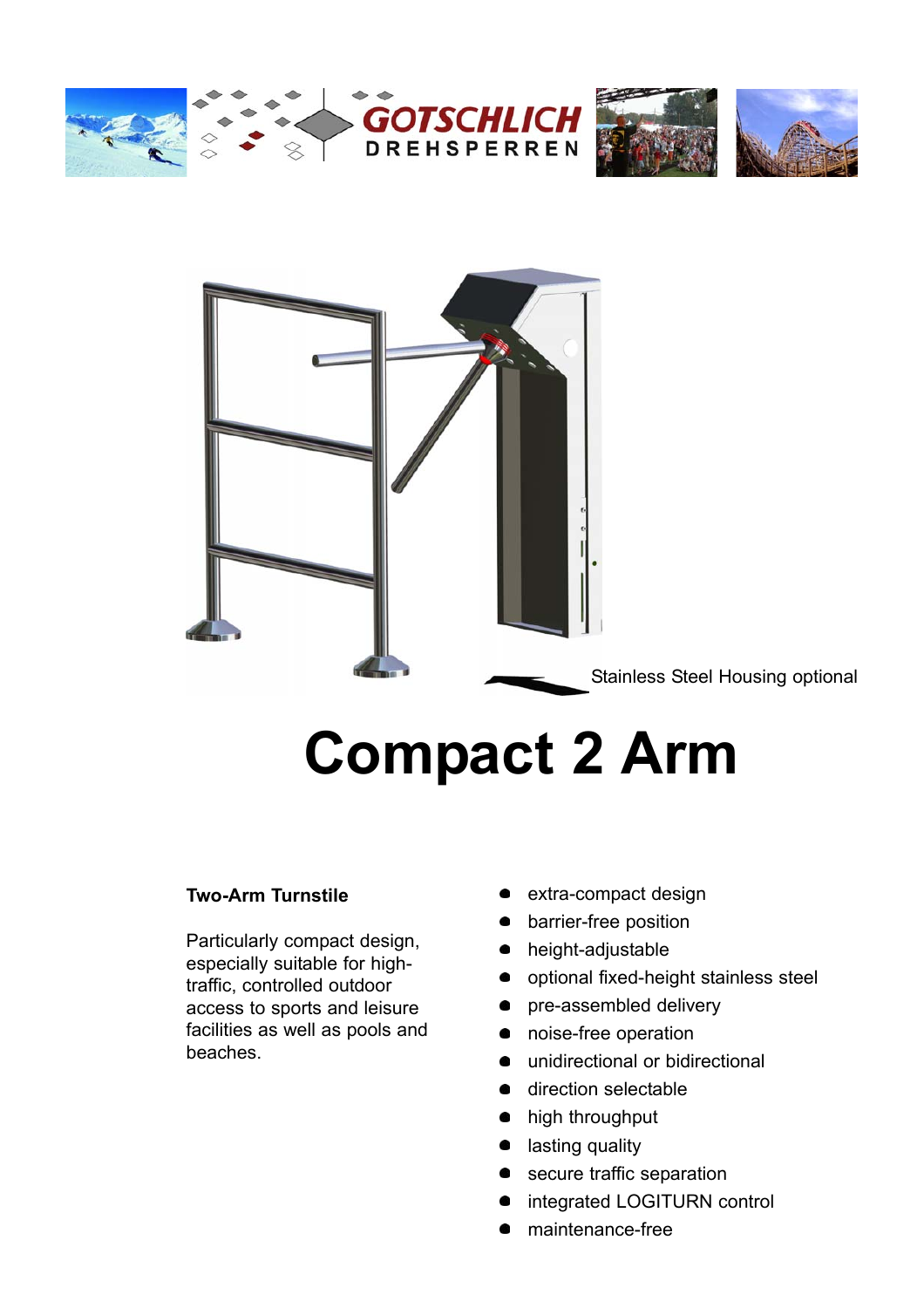GOTSCHLICH DREHSPERREN

Stainless Steel Housing optional

# Compact 2 Arm

**Two-Arm Turnstile**

Particularly compact design, especially suitable for high-traffic, controlled outdoor access to sports and leisure facilities as well as pools and beaches.

- extra-compact design
- barrier-free position
- height-adjustable
- optional fixed-height stainless steel
- pre-assembled delivery
- noise-free operation
- unidirectional or bidirectional
- direction selectable
- high throughput
- lasting quality
- secure traffic separation
- integrated LOGITURN control
- maintenance-free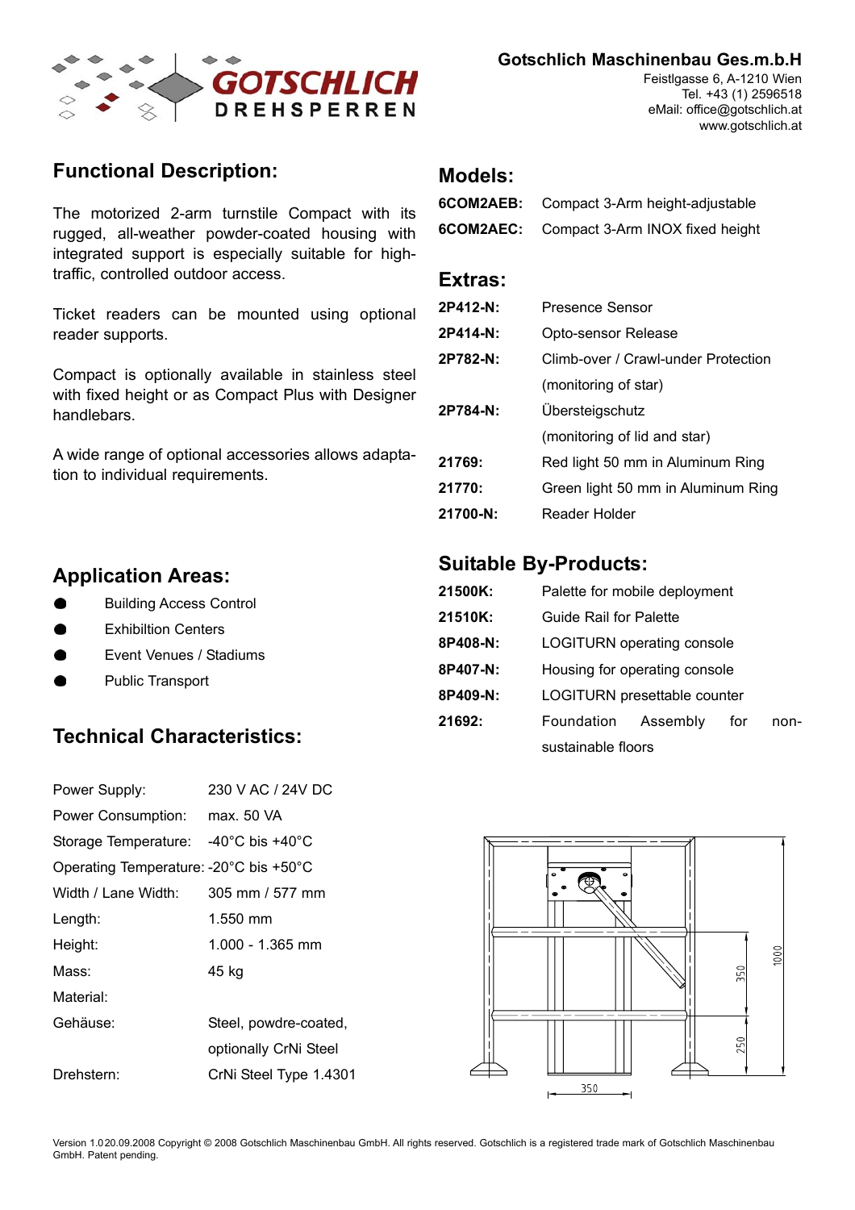**GOTSCHLICH**
**DREHSPERREN**

**Gotschlich Maschinenbau Ges.m.b.H**
Feistlgasse 6, A-1210 Wien
Tel. +43 (1) 2596518
eMail: office@gotschlich.at
www.gotschlich.at

## Functional Description:

The motorized 2-arm turnstile Compact with its rugged, all-weather powder-coated housing with integrated support is especially suitable for high-traffic, controlled outdoor access.

Ticket readers can be mounted using optional reader supports.

Compact is optionally available in stainless steel with fixed height or as Compact Plus with Designer handlebars.

A wide range of optional accessories allows adaptation to individual requirements.

## Application Areas:

- Building Access Control
- Exhibiltion Centers
- Event Venues / Stadiums
- Public Transport

## Technical Characteristics:

| | |
|---|---|
| Power Supply: | 230 V AC / 24V DC |
| Power Consumption: | max. 50 VA |
| Storage Temperature: | -40°C bis +40°C |
| Operating Temperature: | -20°C bis +50°C |
| Width / Lane Width: | 305 mm / 577 mm |
| Length: | 1.550 mm |
| Height: | 1.000 - 1.365 mm |
| Mass: | 45 kg |
| Material: | |
| Gehäuse: | Steel, powdre-coated, optionally CrNi Steel |
| Drehstern: | CrNi Steel Type 1.4301 |

## Models:

| | |
|---|---|
| **6COM2AEB:** | Compact 3-Arm height-adjustable |
| **6COM2AEC:** | Compact 3-Arm INOX fixed height |

## Extras:

| | |
|---|---|
| **2P412-N:** | Presence Sensor |
| **2P414-N:** | Opto-sensor Release |
| **2P782-N:** | Climb-over / Crawl-under Protection (monitoring of star) |
| **2P784-N:** | Übersteigschutz (monitoring of lid and star) |
| **21769:** | Red light 50 mm in Aluminum Ring |
| **21770:** | Green light 50 mm in Aluminum Ring |
| **21700-N:** | Reader Holder |

## Suitable By-Products:

| | |
|---|---|
| **21500K:** | Palette for mobile deployment |
| **21510K:** | Guide Rail for Palette |
| **8P408-N:** | LOGITURN operating console |
| **8P407-N:** | Housing for operating console |
| **8P409-N:** | LOGITURN presettable counter |
| **21692:** | Foundation Assembly for non-sustainable floors |

1000
350
250
350

Version 1.0 20.09.2008 Copyright © 2008 Gotschlich Maschinenbau GmbH. All rights reserved. Gotschlich is a registered trade mark of Gotschlich Maschinenbau GmbH. Patent pending.